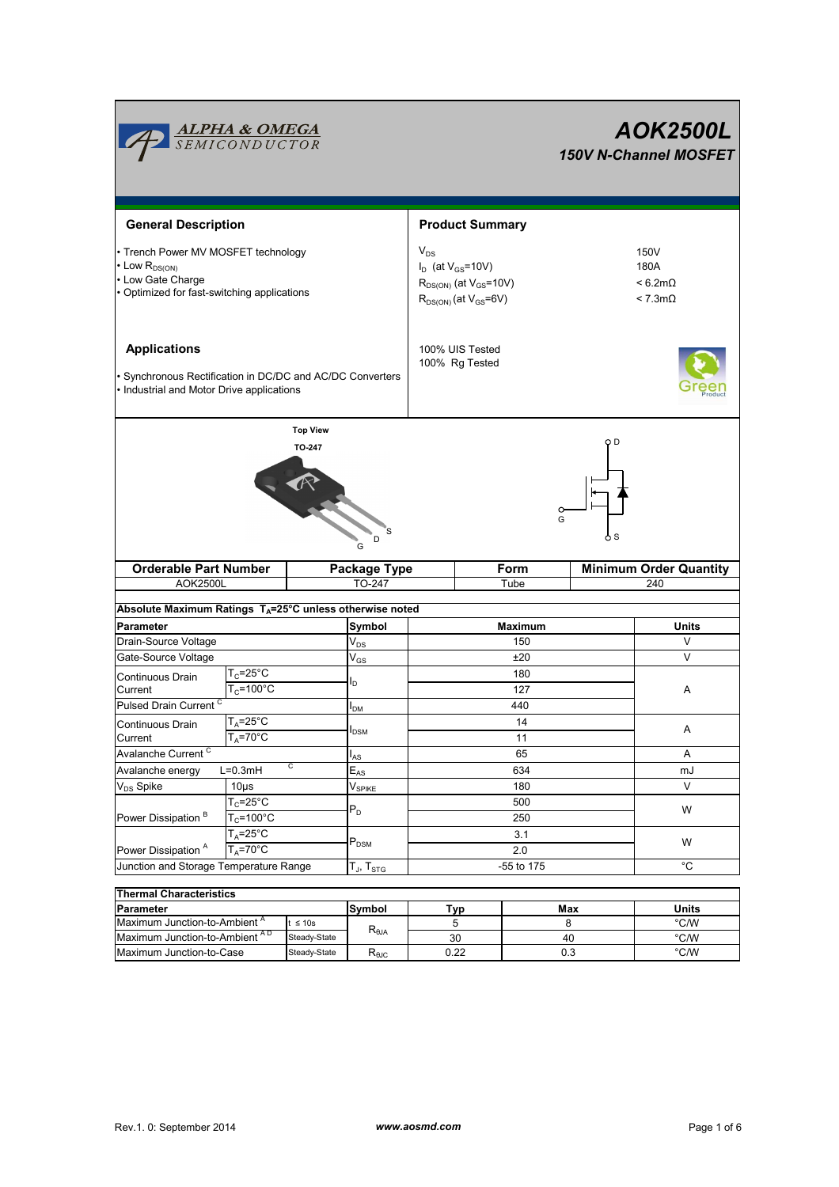# AOK2500L

## 150V N-Channel MOSFET

## General Description

- Trench Power MV MOSFET technology
- Low $R_{DS(ON)}$
- Low Gate Charge
- Optimized for fast-switching applications

## Product Summary

| | |
|---|---|
| $V_{DS}$ | 150V |
| $I_D$ (at $V_{GS}$=10V) | 180A |
| $R_{DS(ON)}$ (at $V_{GS}$=10V) | < 6.2mΩ |
| $R_{DS(ON)}$ (at $V_{GS}$=6V) | < 7.3mΩ |

100% UIS Tested
100% Rg Tested

## Applications

- Synchronous Rectification in DC/DC and AC/DC Converters
- Industrial and Motor Drive applications

Top View
TO-247

| Orderable Part Number | Package Type | Form | Minimum Order Quantity |
|---|---|---|---|
| AOK2500L | TO-247 | Tube | 240 |

### Absolute Maximum Ratings $T_A$=25°C unless otherwise noted

| Parameter | | Symbol | Maximum | Units |
|---|---|---|---|---|
| Drain-Source Voltage | | $V_{DS}$ | 150 | V |
| Gate-Source Voltage | | $V_{GS}$ | ±20 | V |
| Continuous Drain Current | $T_C$=25°C | $I_D$ | 180 | A |
| | $T_C$=100°C | | 127 | |
| Pulsed Drain Current [C] | | $I_{DM}$ | 440 | |
| Continuous Drain Current | $T_A$=25°C | $I_{DSM}$ | 14 | A |
| | $T_A$=70°C | | 11 | |
| Avalanche Current [C] | | $I_{AS}$ | 65 | A |
| Avalanche energy | L=0.3mH [C] | $E_{AS}$ | 634 | mJ |
| $V_{DS}$ Spike | 10µs | $V_{SPIKE}$ | 180 | V |
| Power Dissipation [B] | $T_C$=25°C | $P_D$ | 500 | W |
| | $T_C$=100°C | | 250 | |
| Power Dissipation [A] | $T_A$=25°C | $P_{DSM}$ | 3.1 | W |
| | $T_A$=70°C | | 2.0 | |
| Junction and Storage Temperature Range | | $T_J$, $T_{STG}$ | -55 to 175 | °C |

### Thermal Characteristics

| Parameter | | Symbol | Typ | Max | Units |
|---|---|---|---|---|---|
| Maximum Junction-to-Ambient [A] | t ≤ 10s | $R_{\theta JA}$ | 5 | 8 | °C/W |
| Maximum Junction-to-Ambient [A D] | Steady-State | | 30 | 40 | °C/W |
| Maximum Junction-to-Case | Steady-State | $R_{\theta JC}$ | 0.22 | 0.3 | °C/W |

Rev.1. 0: September 2014 www.aosmd.com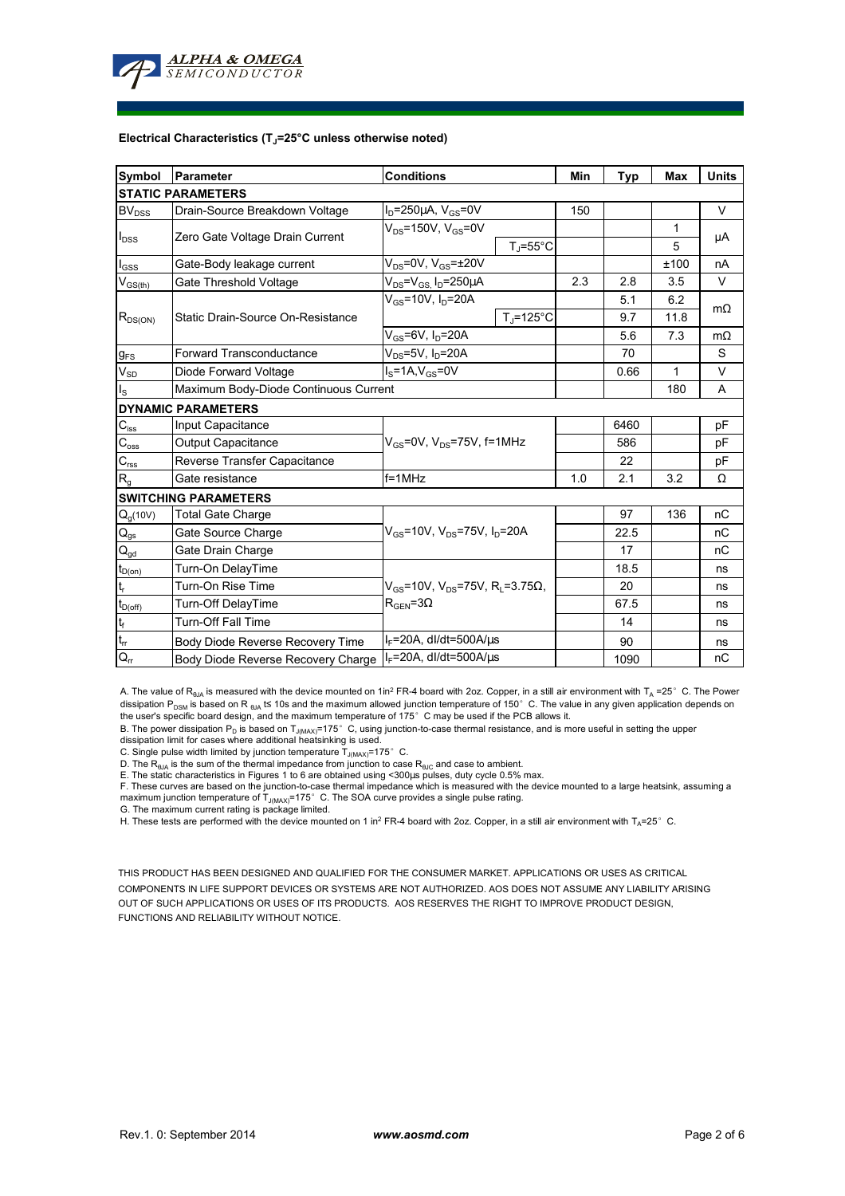**Electrical Characteristics ($T_J$=25°C unless otherwise noted)**

| Symbol | Parameter | Conditions | | Min | Typ | Max | Units |
|---|---|---|---|---|---|---|---|
| **STATIC PARAMETERS** | | | | | | | |
| $BV_{DSS}$ | Drain-Source Breakdown Voltage | $I_D$=250µA, $V_{GS}$=0V | | 150 | | | V |
| $I_{DSS}$ | Zero Gate Voltage Drain Current | $V_{DS}$=150V, $V_{GS}$=0V | | | | 1 | µA |
| | | | $T_J$=55°C | | | 5 | |
| $I_{GSS}$ | Gate-Body leakage current | $V_{DS}$=0V, $V_{GS}$=±20V | | | | ±100 | nA |
| $V_{GS(th)}$ | Gate Threshold Voltage | $V_{DS}$=$V_{GS}$, $I_D$=250µA | | 2.3 | 2.8 | 3.5 | V |
| $R_{DS(ON)}$ | Static Drain-Source On-Resistance | $V_{GS}$=10V, $I_D$=20A | | | 5.1 | 6.2 | mΩ |
| | | | $T_J$=125°C | | 9.7 | 11.8 | |
| | | $V_{GS}$=6V, $I_D$=20A | | | 5.6 | 7.3 | mΩ |
| $g_{FS}$ | Forward Transconductance | $V_{DS}$=5V, $I_D$=20A | | | 70 | | S |
| $V_{SD}$ | Diode Forward Voltage | $I_S$=1A, $V_{GS}$=0V | | | 0.66 | 1 | V |
| $I_S$ | Maximum Body-Diode Continuous Current | | | | | 180 | A |
| **DYNAMIC PARAMETERS** | | | | | | | |
| $C_{iss}$ | Input Capacitance | $V_{GS}$=0V, $V_{DS}$=75V, f=1MHz | | | 6460 | | pF |
| $C_{oss}$ | Output Capacitance | | | | 586 | | pF |
| $C_{rss}$ | Reverse Transfer Capacitance | | | | 22 | | pF |
| $R_g$ | Gate resistance | f=1MHz | | 1.0 | 2.1 | 3.2 | Ω |
| **SWITCHING PARAMETERS** | | | | | | | |
| $Q_g(10V)$ | Total Gate Charge | $V_{GS}$=10V, $V_{DS}$=75V, $I_D$=20A | | | 97 | 136 | nC |
| $Q_{gs}$ | Gate Source Charge | | | | 22.5 | | nC |
| $Q_{gd}$ | Gate Drain Charge | | | | 17 | | nC |
| $t_{D(on)}$ | Turn-On DelayTime | $V_{GS}$=10V, $V_{DS}$=75V, $R_L$=3.75Ω, $R_{GEN}$=3Ω | | | 18.5 | | ns |
| $t_r$ | Turn-On Rise Time | | | | 20 | | ns |
| $t_{D(off)}$ | Turn-Off DelayTime | | | | 67.5 | | ns |
| $t_f$ | Turn-Off Fall Time | | | | 14 | | ns |
| $t_{rr}$ | Body Diode Reverse Recovery Time | $I_F$=20A, dI/dt=500A/µs | | | 90 | | ns |
| $Q_{rr}$ | Body Diode Reverse Recovery Charge | $I_F$=20A, dI/dt=500A/µs | | | 1090 | | nC |

A. The value of $R_{\theta JA}$ is measured with the device mounted on 1in² FR-4 board with 2oz. Copper, in a still air environment with $T_A$ =25°C. The Power dissipation $P_{DSM}$ is based on $R_{\theta JA}$ t≤ 10s and the maximum allowed junction temperature of 150°C. The value in any given application depends on the user's specific board design, and the maximum temperature of 175°C may be used if the PCB allows it.
B. The power dissipation $P_D$ is based on $T_{J(MAX)}$=175°C, using junction-to-case thermal resistance, and is more useful in setting the upper dissipation limit for cases where additional heatsinking is used.
C. Single pulse width limited by junction temperature $T_{J(MAX)}$=175°C.
D. The $R_{\theta JA}$ is the sum of the thermal impedance from junction to case $R_{\theta JC}$ and case to ambient.
E. The static characteristics in Figures 1 to 6 are obtained using <300µs pulses, duty cycle 0.5% max.
F. These curves are based on the junction-to-case thermal impedance which is measured with the device mounted to a large heatsink, assuming a maximum junction temperature of $T_{J(MAX)}$=175°C. The SOA curve provides a single pulse rating.
G. The maximum current rating is package limited.
H. These tests are performed with the device mounted on 1 in² FR-4 board with 2oz. Copper, in a still air environment with $T_A$=25°C.

THIS PRODUCT HAS BEEN DESIGNED AND QUALIFIED FOR THE CONSUMER MARKET. APPLICATIONS OR USES AS CRITICAL COMPONENTS IN LIFE SUPPORT DEVICES OR SYSTEMS ARE NOT AUTHORIZED. AOS DOES NOT ASSUME ANY LIABILITY ARISING OUT OF SUCH APPLICATIONS OR USES OF ITS PRODUCTS. AOS RESERVES THE RIGHT TO IMPROVE PRODUCT DESIGN, FUNCTIONS AND RELIABILITY WITHOUT NOTICE.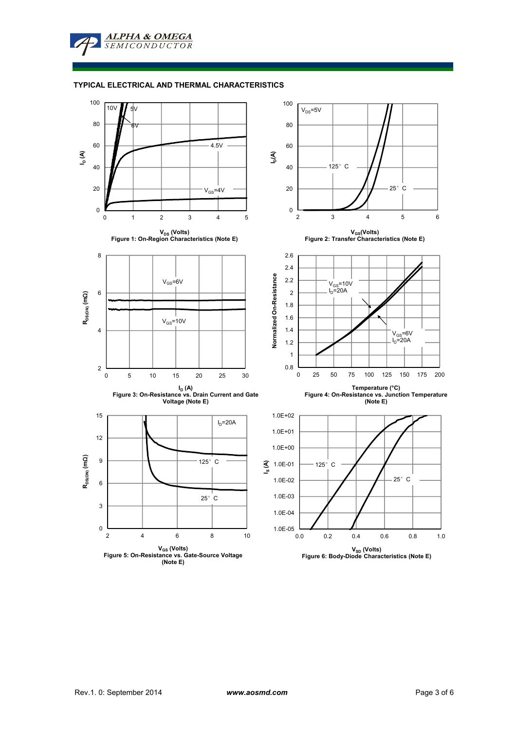## TYPICAL ELECTRICAL AND THERMAL CHARACTERISTICS

10V, 5V, 6V, 4.5V, $V_{GS}$=4V

$I_D$ (A)

$V_{DS}$ (Volts)

**Figure 1: On-Region Characteristics (Note E)**

$V_{DS}$=5V

125° C, 25° C

$I_D$(A)

$V_{GS}$(Volts)

**Figure 2: Transfer Characteristics (Note E)**

$V_{GS}$=6V, $V_{GS}$=10V

$R_{DS(ON)}$ (mΩ)

$I_D$ (A)

**Figure 3: On-Resistance vs. Drain Current and Gate Voltage (Note E)**

$V_{GS}$=10V, $I_D$=20A

$V_{GS}$=6V, $I_D$=20A

Normalized On-Resistance

Temperature (°C)

**Figure 4: On-Resistance vs. Junction Temperature (Note E)**

$I_D$=20A

125° C, 25° C

$R_{DS(ON)}$ (mΩ)

$V_{GS}$ (Volts)

**Figure 5: On-Resistance vs. Gate-Source Voltage (Note E)**

125° C, 25° C

$I_S$ (A)

$V_{SD}$ (Volts)

**Figure 6: Body-Diode Characteristics (Note E)**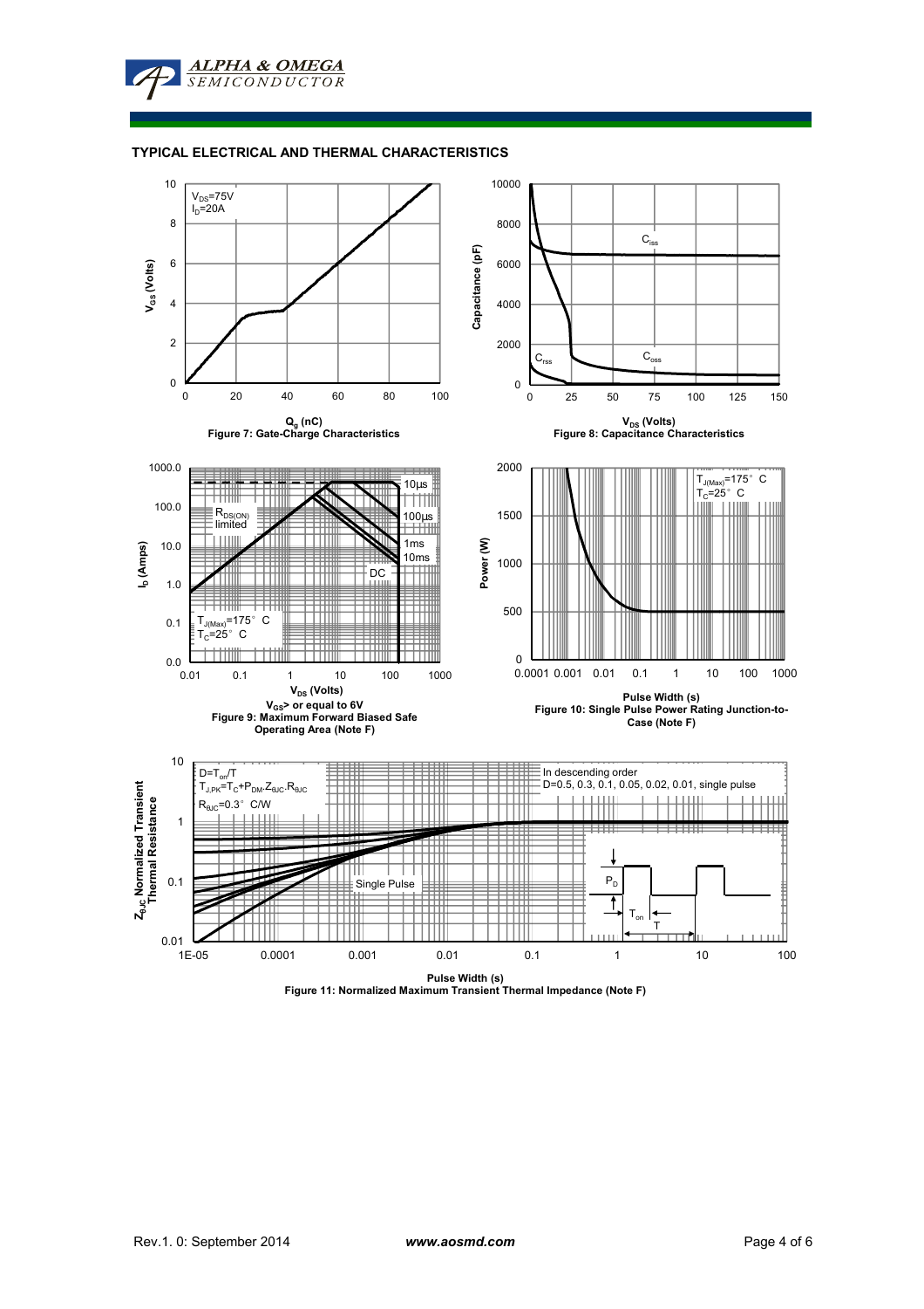## TYPICAL ELECTRICAL AND THERMAL CHARACTERISTICS

$V_{DS}$=75V
$I_D$=20A

$Q_g$ (nC)
Figure 7: Gate-Charge Characteristics

$C_{iss}$
$C_{oss}$
$C_{rss}$

$V_{DS}$ (Volts)
Figure 8: Capacitance Characteristics

$R_{DS(ON)}$ limited
10µs
100µs
1ms
10ms
DC
$T_{J(Max)}$=175° C
$T_C$=25° C

$V_{DS}$ (Volts)
$V_{GS}$> or equal to 6V
Figure 9: Maximum Forward Biased Safe Operating Area (Note F)

$T_{J(Max)}$=175° C
$T_C$=25° C

Pulse Width (s)
Figure 10: Single Pulse Power Rating Junction-to-Case (Note F)

$D=T_{on}/T$
$T_{J,PK}=T_C+P_{DM}.Z_{\theta JC}.R_{\theta JC}$
$R_{\theta JC}$=0.3° C/W

In descending order
D=0.5, 0.3, 0.1, 0.05, 0.02, 0.01, single pulse

Single Pulse

Pulse Width (s)
Figure 11: Normalized Maximum Transient Thermal Impedance (Note F)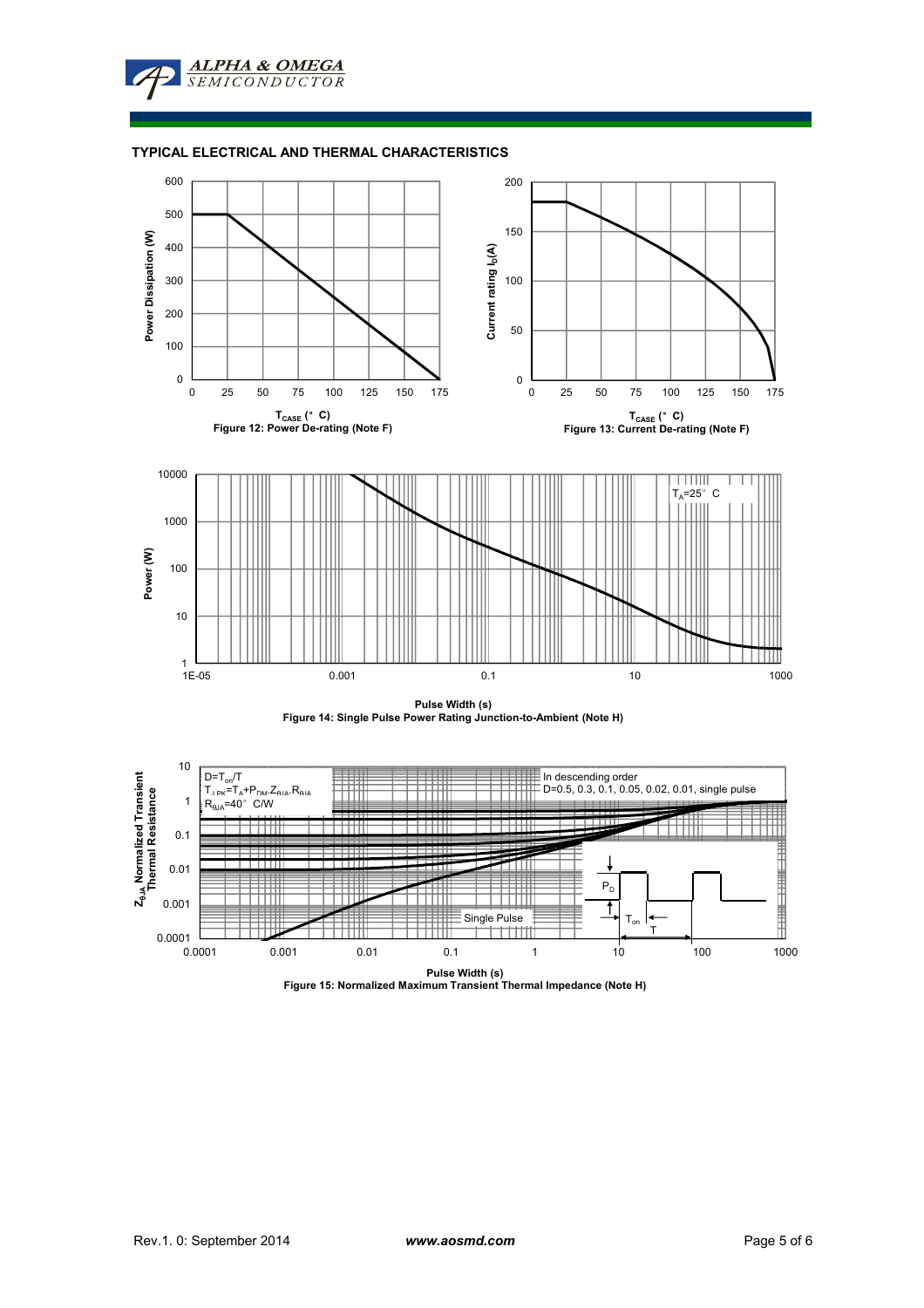## TYPICAL ELECTRICAL AND THERMAL CHARACTERISTICS

Power Dissipation (W)

$T_{CASE}$ (°C)

Figure 12: Power De-rating (Note F)

Current rating $I_D$(A)

$T_{CASE}$ (°C)

Figure 13: Current De-rating (Note F)

Power (W)

$T_A$=25°C

Pulse Width (s)

Figure 14: Single Pulse Power Rating Junction-to-Ambient (Note H)

$Z_{\theta JA}$ Normalized Transient Thermal Resistance

$D=T_{on}/T$

$T_{J,PK}=T_A+P_{DM}.Z_{\theta JA}.R_{\theta JA}$

$R_{\theta JA}$=40°C/W

In descending order

D=0.5, 0.3, 0.1, 0.05, 0.02, 0.01, single pulse

Single Pulse

$P_D$

$T_{on}$

T

Pulse Width (s)

Figure 15: Normalized Maximum Transient Thermal Impedance (Note H)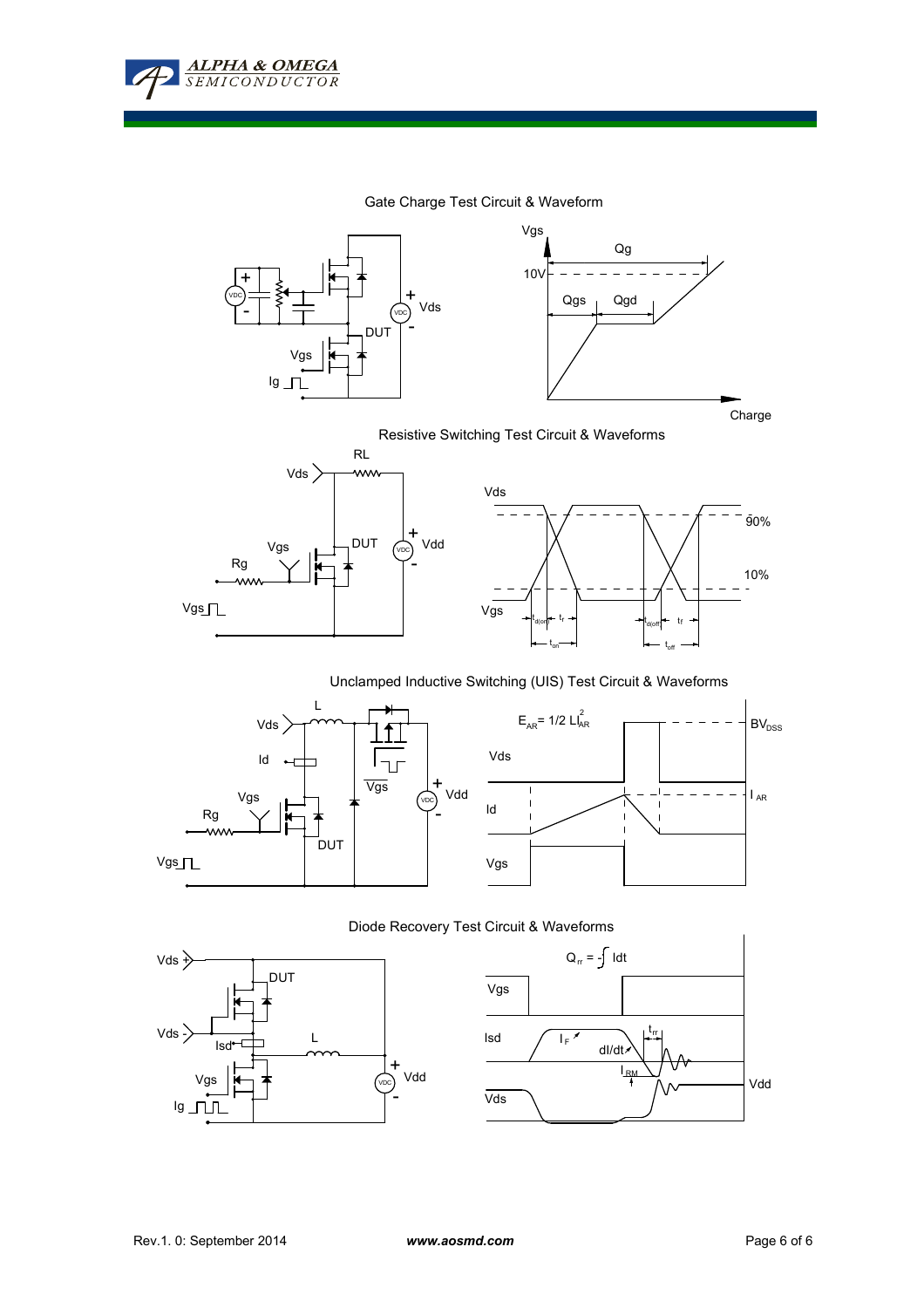## Gate Charge Test Circuit & Waveform

VDC
+
-
Vds
+
-
VDC
DUT
Vgs
Ig

Vgs
Qg
10V
Qgs
Qgd
Charge

## Resistive Switching Test Circuit & Waveforms

RL
Vds
DUT
Vgs
Rg
Vgs
VDC
+
Vdd
-

Vds
90%
10%
Vgs
$t_{d(on)}$
$t_r$
$t_{on}$
$t_{d(off)}$
$t_f$
$t_{off}$

## Unclamped Inductive Switching (UIS) Test Circuit & Waveforms

L
Vds
Id
Vgs
Rg
Vgs
DUT
Vgs
VDC
+
Vdd
-

$E_{AR} = 1/2\ LI_{AR}^2$
$BV_{DSS}$
Vds
Id
$I_{AR}$
Vgs

## Diode Recovery Test Circuit & Waveforms

Vds +
DUT
Vds -
Isd
L
Vgs
Ig
VDC
+
Vdd
-

$Q_{rr} = -\int Idt$
Vgs
Isd
$I_F$
dI/dt
$t_{rr}$
$I_{RM}$
Vds
Vdd